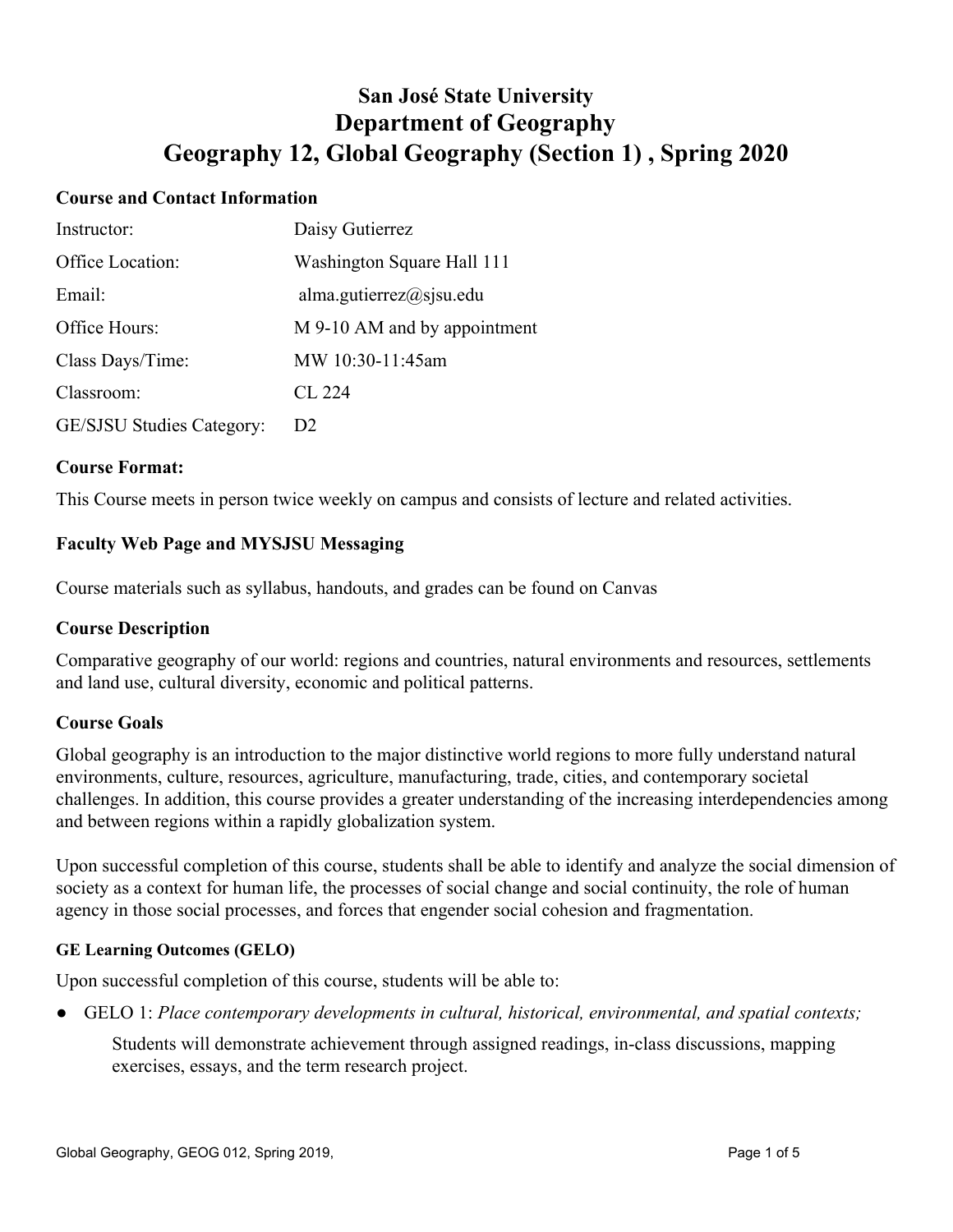# San José State University
# Department of Geography
# Geography 12, Global Geography (Section 1) , Spring 2020

### Course and Contact Information

| | |
|---|---|
| Instructor: | Daisy Gutierrez |
| Office Location: | Washington Square Hall 111 |
| Email: | alma.gutierrez@sjsu.edu |
| Office Hours: | M 9-10 AM and by appointment |
| Class Days/Time: | MW 10:30-11:45am |
| Classroom: | CL 224 |
| GE/SJSU Studies Category: | D2 |

### Course Format:

This Course meets in person twice weekly on campus and consists of lecture and related activities.

### Faculty Web Page and MYSJSU Messaging

Course materials such as syllabus, handouts, and grades can be found on Canvas

### Course Description

Comparative geography of our world: regions and countries, natural environments and resources, settlements and land use, cultural diversity, economic and political patterns.

### Course Goals

Global geography is an introduction to the major distinctive world regions to more fully understand natural environments, culture, resources, agriculture, manufacturing, trade, cities, and contemporary societal challenges. In addition, this course provides a greater understanding of the increasing interdependencies among and between regions within a rapidly globalization system.

Upon successful completion of this course, students shall be able to identify and analyze the social dimension of society as a context for human life, the processes of social change and social continuity, the role of human agency in those social processes, and forces that engender social cohesion and fragmentation.

#### GE Learning Outcomes (GELO)

Upon successful completion of this course, students will be able to:

- GELO 1: *Place contemporary developments in cultural, historical, environmental, and spatial contexts;*

  Students will demonstrate achievement through assigned readings, in-class discussions, mapping exercises, essays, and the term research project.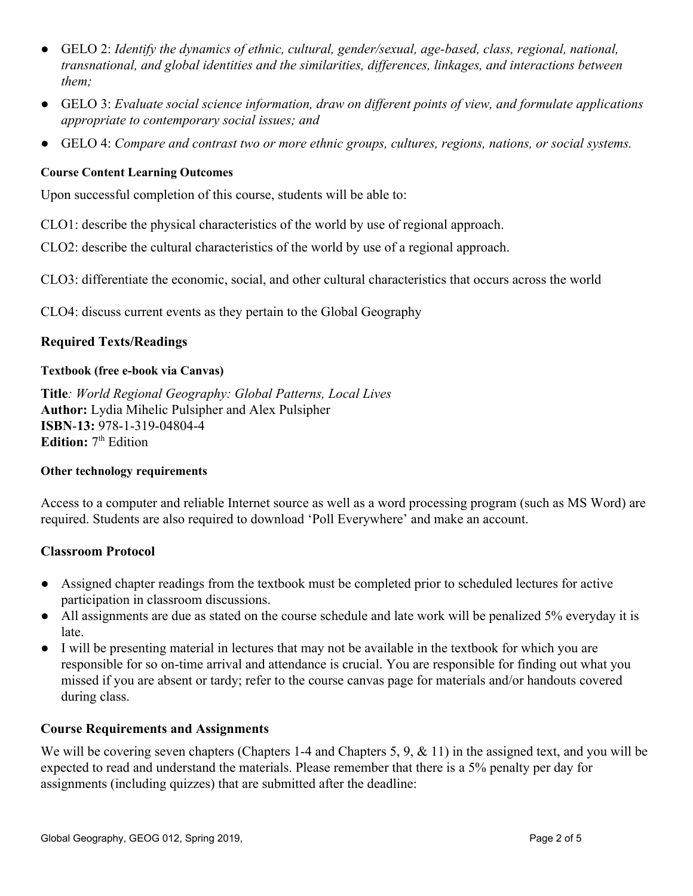- GELO 2: *Identify the dynamics of ethnic, cultural, gender/sexual, age-based, class, regional, national, transnational, and global identities and the similarities, differences, linkages, and interactions between them;*
- GELO 3: *Evaluate social science information, draw on different points of view, and formulate applications appropriate to contemporary social issues; and*
- GELO 4: *Compare and contrast two or more ethnic groups, cultures, regions, nations, or social systems.*

#### Course Content Learning Outcomes

Upon successful completion of this course, students will be able to:

CLO1: describe the physical characteristics of the world by use of regional approach.

CLO2: describe the cultural characteristics of the world by use of a regional approach.

CLO3: differentiate the economic, social, and other cultural characteristics that occurs across the world

CLO4: discuss current events as they pertain to the Global Geography

### Required Texts/Readings

#### Textbook (free e-book via Canvas)

**Title**: *World Regional Geography: Global Patterns, Local Lives*
**Author:** Lydia Mihelic Pulsipher and Alex Pulsipher
**ISBN-13:** 978-1-319-04804-4
**Edition:** 7th Edition

#### Other technology requirements

Access to a computer and reliable Internet source as well as a word processing program (such as MS Word) are required. Students are also required to download 'Poll Everywhere' and make an account.

### Classroom Protocol

- Assigned chapter readings from the textbook must be completed prior to scheduled lectures for active participation in classroom discussions.
- All assignments are due as stated on the course schedule and late work will be penalized 5% everyday it is late.
- I will be presenting material in lectures that may not be available in the textbook for which you are responsible for so on-time arrival and attendance is crucial. You are responsible for finding out what you missed if you are absent or tardy; refer to the course canvas page for materials and/or handouts covered during class.

### Course Requirements and Assignments

We will be covering seven chapters (Chapters 1-4 and Chapters 5, 9, & 11) in the assigned text, and you will be expected to read and understand the materials. Please remember that there is a 5% penalty per day for assignments (including quizzes) that are submitted after the deadline: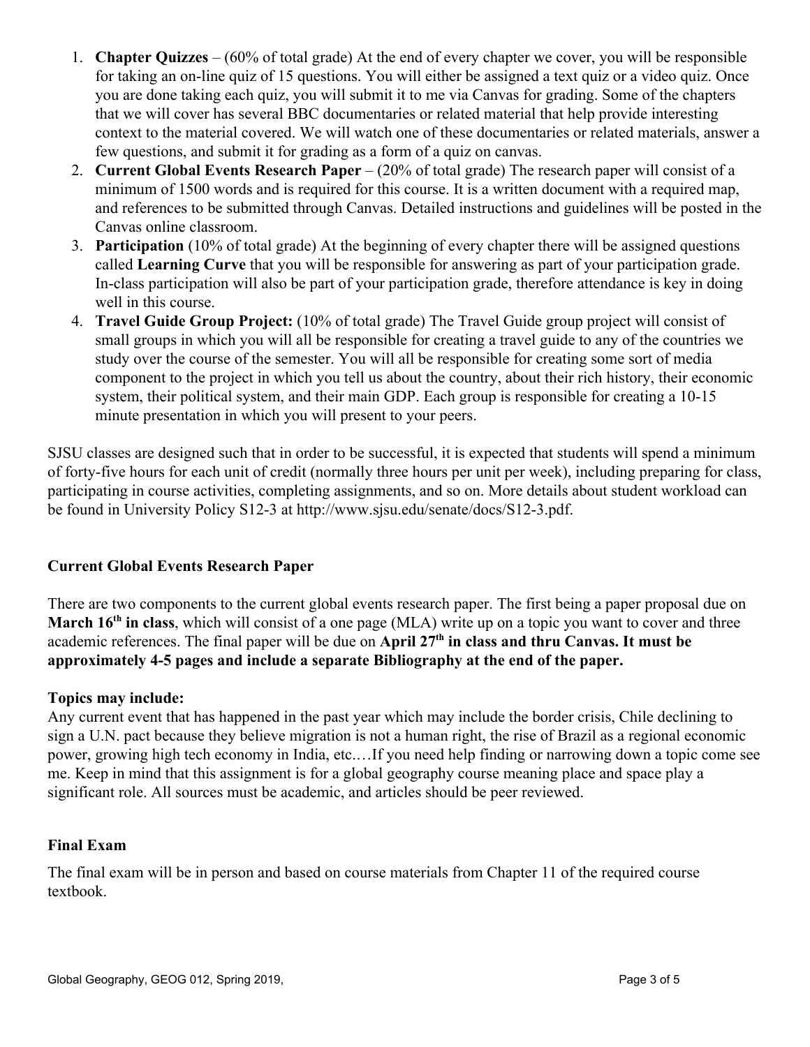1. **Chapter Quizzes** – (60% of total grade) At the end of every chapter we cover, you will be responsible for taking an on-line quiz of 15 questions. You will either be assigned a text quiz or a video quiz. Once you are done taking each quiz, you will submit it to me via Canvas for grading. Some of the chapters that we will cover has several BBC documentaries or related material that help provide interesting context to the material covered. We will watch one of these documentaries or related materials, answer a few questions, and submit it for grading as a form of a quiz on canvas.
2. **Current Global Events Research Paper** – (20% of total grade) The research paper will consist of a minimum of 1500 words and is required for this course. It is a written document with a required map, and references to be submitted through Canvas. Detailed instructions and guidelines will be posted in the Canvas online classroom.
3. **Participation** (10% of total grade) At the beginning of every chapter there will be assigned questions called **Learning Curve** that you will be responsible for answering as part of your participation grade. In-class participation will also be part of your participation grade, therefore attendance is key in doing well in this course.
4. **Travel Guide Group Project:** (10% of total grade) The Travel Guide group project will consist of small groups in which you will all be responsible for creating a travel guide to any of the countries we study over the course of the semester. You will all be responsible for creating some sort of media component to the project in which you tell us about the country, about their rich history, their economic system, their political system, and their main GDP. Each group is responsible for creating a 10-15 minute presentation in which you will present to your peers.

SJSU classes are designed such that in order to be successful, it is expected that students will spend a minimum of forty-five hours for each unit of credit (normally three hours per unit per week), including preparing for class, participating in course activities, completing assignments, and so on. More details about student workload can be found in University Policy S12-3 at http://www.sjsu.edu/senate/docs/S12-3.pdf.

### Current Global Events Research Paper

There are two components to the current global events research paper. The first being a paper proposal due on **March 16th in class**, which will consist of a one page (MLA) write up on a topic you want to cover and three academic references. The final paper will be due on **April 27th in class and thru Canvas. It must be approximately 4-5 pages and include a separate Bibliography at the end of the paper.**

**Topics may include:**

Any current event that has happened in the past year which may include the border crisis, Chile declining to sign a U.N. pact because they believe migration is not a human right, the rise of Brazil as a regional economic power, growing high tech economy in India, etc.…If you need help finding or narrowing down a topic come see me. Keep in mind that this assignment is for a global geography course meaning place and space play a significant role. All sources must be academic, and articles should be peer reviewed.

### Final Exam

The final exam will be in person and based on course materials from Chapter 11 of the required course textbook.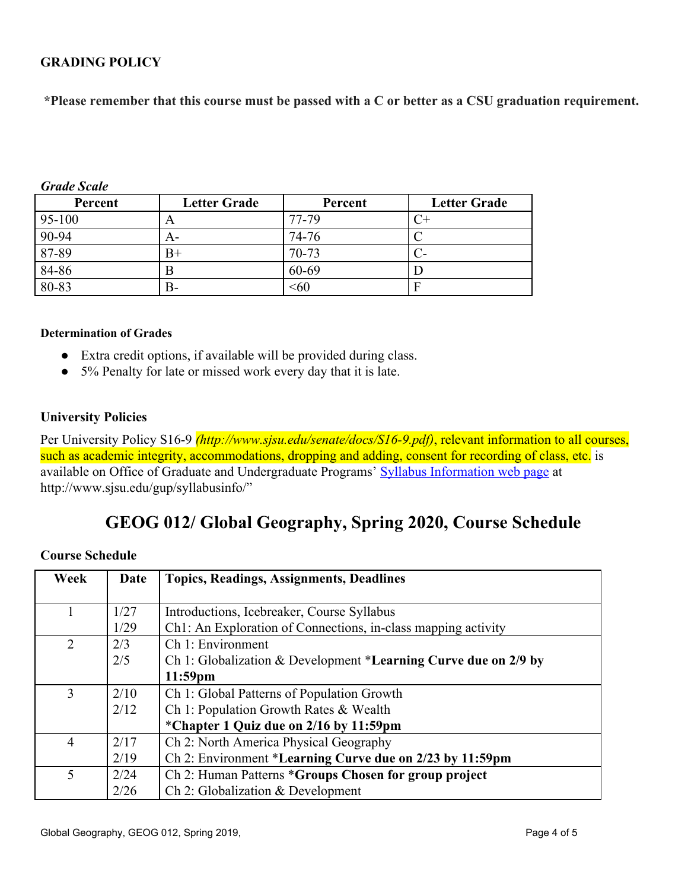**GRADING POLICY**

**\*Please remember that this course must be passed with a C or better as a CSU graduation requirement.**

***Grade Scale***

| Percent | Letter Grade | Percent | Letter Grade |
|---|---|---|---|
| 95-100 | A | 77-79 | C+ |
| 90-94 | A- | 74-76 | C |
| 87-89 | B+ | 70-73 | C- |
| 84-86 | B | 60-69 | D |
| 80-83 | B- | <60 | F |

**Determination of Grades**

- Extra credit options, if available will be provided during class.
- 5% Penalty for late or missed work every day that it is late.

**University Policies**

Per University Policy S16-9 *(http://www.sjsu.edu/senate/docs/S16-9.pdf)*, relevant information to all courses, such as academic integrity, accommodations, dropping and adding, consent for recording of class, etc. is available on Office of Graduate and Undergraduate Programs' [Syllabus Information web page](http://www.sjsu.edu/gup/syllabusinfo/) at http://www.sjsu.edu/gup/syllabusinfo/"

# GEOG 012/ Global Geography, Spring 2020, Course Schedule

**Course Schedule**

| Week | Date | Topics, Readings, Assignments, Deadlines |
|---|---|---|
| 1 | 1/27<br>1/29 | Introductions, Icebreaker, Course Syllabus<br>Ch1: An Exploration of Connections, in-class mapping activity |
| 2 | 2/3<br>2/5 | Ch 1: Environment<br>Ch 1: Globalization & Development \***Learning Curve due on 2/9 by 11:59pm** |
| 3 | 2/10<br>2/12 | Ch 1: Global Patterns of Population Growth<br>Ch 1: Population Growth Rates & Wealth<br>**\*Chapter 1 Quiz due on 2/16 by 11:59pm** |
| 4 | 2/17<br>2/19 | Ch 2: North America Physical Geography<br>Ch 2: Environment \***Learning Curve due on 2/23 by 11:59pm** |
| 5 | 2/24<br>2/26 | Ch 2: Human Patterns \***Groups Chosen for group project**<br>Ch 2: Globalization & Development |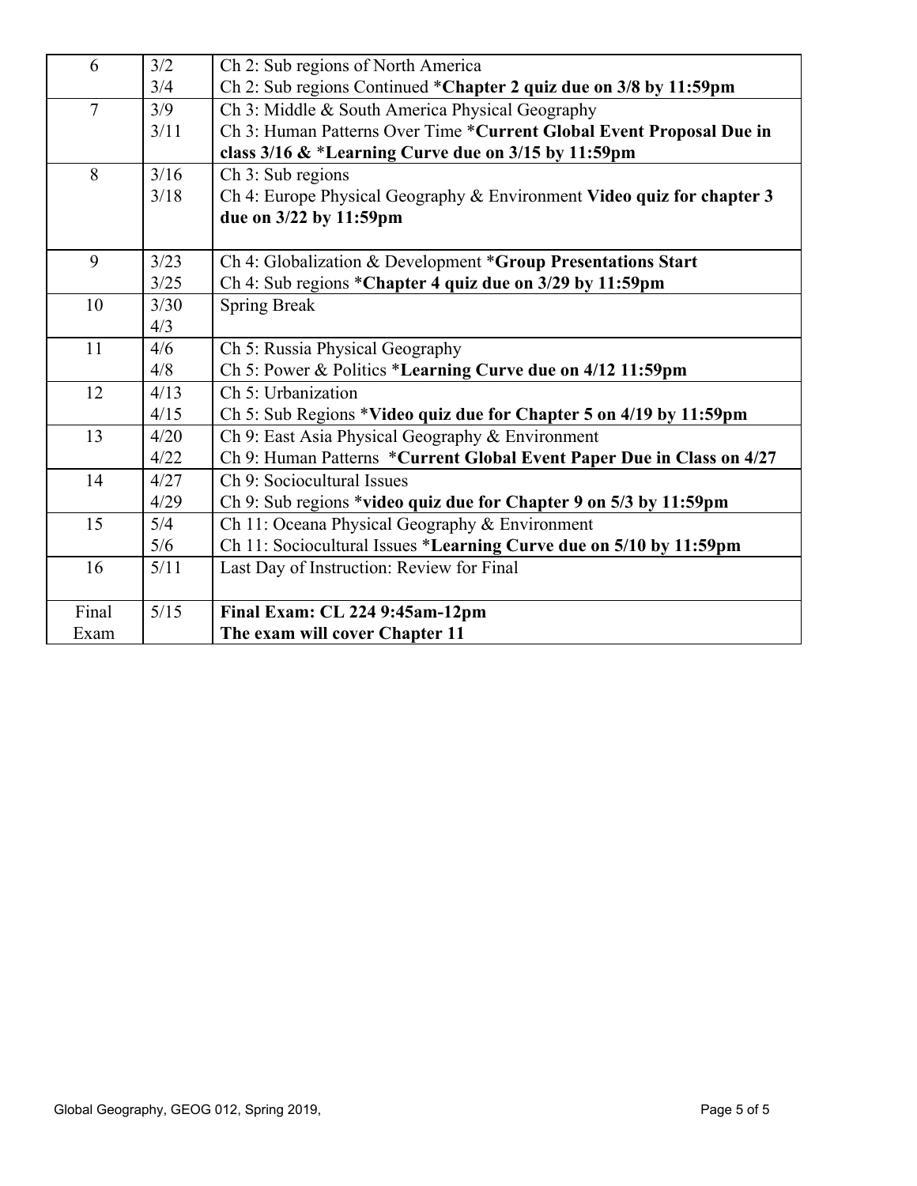| | | |
|---|---|---|
| 6 | 3/2<br>3/4 | Ch 2: Sub regions of North America<br>Ch 2: Sub regions Continued ***Chapter 2 quiz due on 3/8 by 11:59pm** |
| 7 | 3/9<br>3/11 | Ch 3: Middle & South America Physical Geography<br>Ch 3: Human Patterns Over Time ***Current Global Event Proposal Due in class 3/16 &** ***Learning Curve due on 3/15 by 11:59pm** |
| 8 | 3/16<br>3/18 | Ch 3: Sub regions<br>Ch 4: Europe Physical Geography & Environment **Video quiz for chapter 3 due on 3/22 by 11:59pm** |
| 9 | 3/23<br>3/25 | Ch 4: Globalization & Development ***Group Presentations Start**<br>Ch 4: Sub regions ***Chapter 4 quiz due on 3/29 by 11:59pm** |
| 10 | 3/30<br>4/3 | Spring Break |
| 11 | 4/6<br>4/8 | Ch 5: Russia Physical Geography<br>Ch 5: Power & Politics ***Learning Curve due on 4/12 11:59pm** |
| 12 | 4/13<br>4/15 | Ch 5: Urbanization<br>Ch 5: Sub Regions ***Video quiz due for Chapter 5 on 4/19 by 11:59pm** |
| 13 | 4/20<br>4/22 | Ch 9: East Asia Physical Geography & Environment<br>Ch 9: Human Patterns ***Current Global Event Paper Due in Class on 4/27** |
| 14 | 4/27<br>4/29 | Ch 9: Sociocultural Issues<br>Ch 9: Sub regions ***video quiz due for Chapter 9 on 5/3 by 11:59pm** |
| 15 | 5/4<br>5/6 | Ch 11: Oceana Physical Geography & Environment<br>Ch 11: Sociocultural Issues ***Learning Curve due on 5/10 by 11:59pm** |
| 16 | 5/11 | Last Day of Instruction: Review for Final |
| Final Exam | 5/15 | **Final Exam: CL 224 9:45am-12pm**<br>**The exam will cover Chapter 11** |